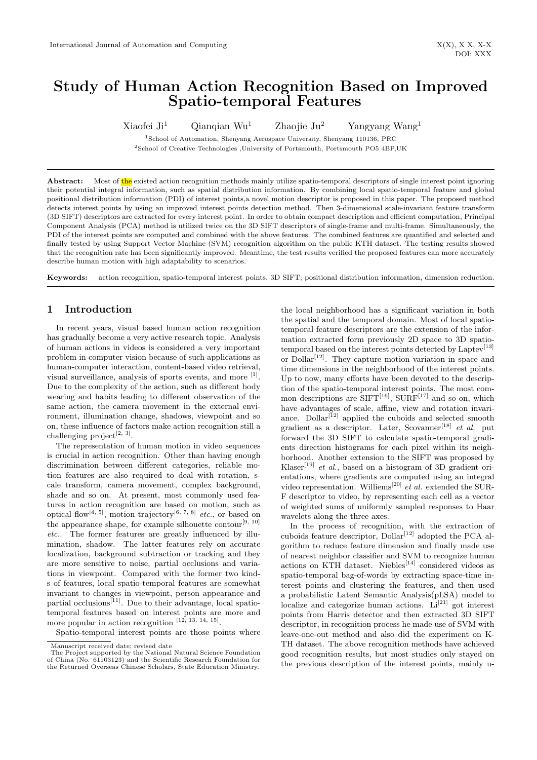# Study of Human Action Recognition Based on Improved Spatio-temporal Features

Xiaofei Ji[1] Qianqian Wu[1] Zhaojie Ju[2] Yangyang Wang[1]

[1]School of Automation, Shenyang Aerospace University, Shenyang 110136, PRC

[2]School of Creative Technologies ,University of Portsmouth, Portsmouth PO5 4BP,UK

**Abstract:** Most of the existed action recognition methods mainly utilize spatio-temporal descriptors of single interest point ignoring their potential integral information, such as spatial distribution information. By combining local spatio-temporal feature and global positional distribution information (PDI) of interest points,a novel motion descriptor is proposed in this paper. The proposed method detects interest points by using an improved interest points detection method. Then 3-dimensional scale-invariant feature transform (3D SIFT) descriptors are extracted for every interest point. In order to obtain compact description and efficient computation, Principal Component Analysis (PCA) method is utilized twice on the 3D SIFT descriptors of single-frame and multi-frame. Simultaneously, the PDI of the interest points are computed and combined with the above features. The combined features are quantified and selected and finally tested by using Support Vector Machine (SVM) recognition algorithm on the public KTH dataset. The testing results showed that the recognition rate has been significantly improved. Meantime, the test results verified the proposed features can more accurately describe human motion with high adaptability to scenarios.

**Keywords:** action recognition, spatio-temporal interest points, 3D SIFT; positional distribution information, dimension reduction.

## 1 Introduction

In recent years, visual based human action recognition has gradually become a very active research topic. Analysis of human actions in videos is considered a very important problem in computer vision because of such applications as human-computer interaction, content-based video retrieval, visual surveillance, analysis of sports events, and more [1]. Due to the complexity of the action, such as different body wearing and habits leading to different observation of the same action, the camera movement in the external environment, illumination change, shadows, viewpoint and so on, these influence of factors make action recognition still a challenging project[2, 3].

The representation of human motion in video sequences is crucial in action recognition. Other than having enough discrimination between different categories, reliable motion features are also required to deal with rotation, scale transform, camera movement, complex background, shade and so on. At present, most commonly used features in action recognition are based on motion, such as optical flow[4, 5], motion trajectory[6, 7, 8] *etc.*, or based on the appearance shape, for example silhouette contour[9, 10] *etc.*. The former features are greatly influenced by illumination, shadow. The latter features rely on accurate localization, background subtraction or tracking and they are more sensitive to noise, partial occlusions and variations in viewpoint. Compared with the former two kinds of features, local spatio-temporal features are somewhat invariant to changes in viewpoint, person appearance and partial occlusions[11]. Due to their advantage, local spatio-temporal features based on interest points are more and more popular in action recognition [12, 13, 14, 15].

Spatio-temporal interest points are those points where the local neighborhood has a significant variation in both the spatial and the temporal domain. Most of local spatio-temporal feature descriptors are the extension of the information extracted form previously 2D space to 3D spatio-temporal based on the interest points detected by Laptev[13] or Dollar[12]. They capture motion variation in space and time dimensions in the neighborhood of the interest points. Up to now, many efforts have been devoted to the description of the spatio-temporal interest points. The most common descriptions are SIFT[16], SURF[17] and so on, which have advantages of scale, affine, view and rotation invariance. Dollar[12] applied the cuboids and selected smooth gradient as a descriptor. Later, Scovanner[18] *et al.* put forward the 3D SIFT to calculate spatio-temporal gradients direction histograms for each pixel within its neighborhood. Another extension to the SIFT was proposed by Klaser[19] *et al.*, based on a histogram of 3D gradient orientations, where gradients are computed using an integral video representation. Williems[20] *et al.* extended the SURF descriptor to video, by representing each cell as a vector of weighted sums of uniformly sampled responses to Haar wavelets along the three axes.

In the process of recognition, with the extraction of cuboids feature descriptor, Dollar[12] adopted the PCA algorithm to reduce feature dimension and finally made use of nearest neighbor classifier and SVM to recognize human actions on KTH dataset. Niebles[14] considered videos as spatio-temporal bag-of-words by extracting space-time interest points and clustering the features, and then used a probabilistic Latent Semantic Analysis(pLSA) model to localize and categorize human actions. Li[21] got interest points from Harris detector and then extracted 3D SIFT descriptor, in recognition process he made use of SVM with leave-one-out method and also did the experiment on KTH dataset. The above recognition methods have achieved good recognition results, but most studies only stayed on the previous description of the interest points, mainly u-

Manuscript received date; revised date

The Project supported by the National Natural Science Foundation of China (No. 61103123) and the Scientific Research Foundation for the Returned Overseas Chinese Scholars, State Education Ministry.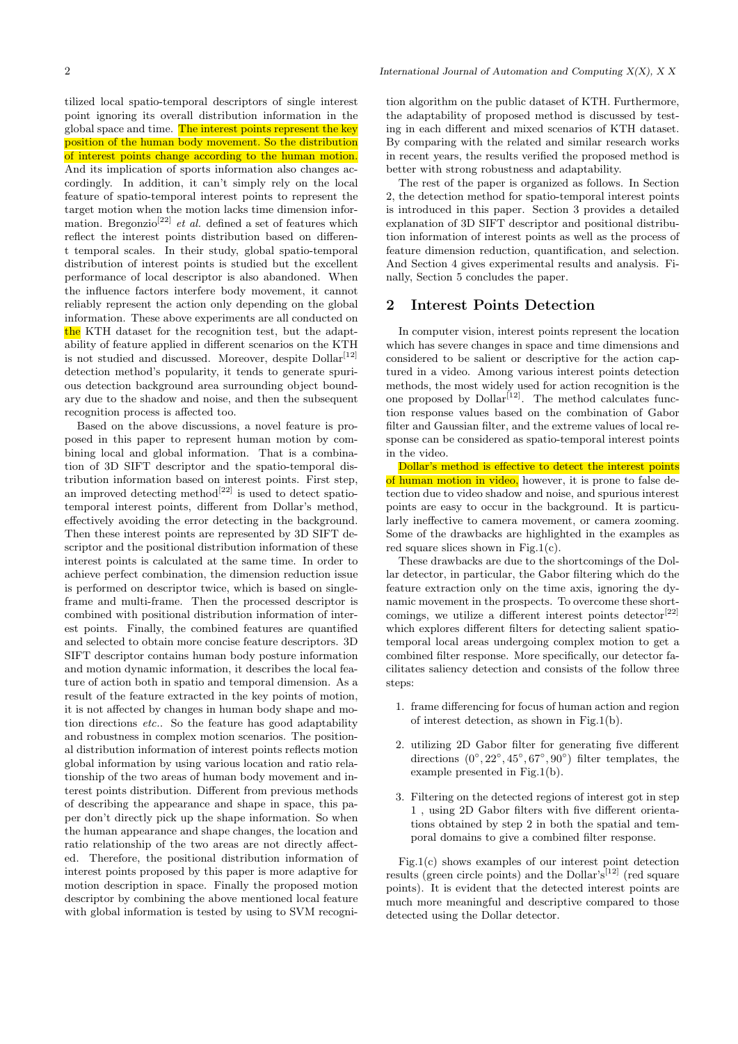tilized local spatio-temporal descriptors of single interest point ignoring its overall distribution information in the global space and time. The interest points represent the key position of the human body movement. So the distribution of interest points change according to the human motion. And its implication of sports information also changes accordingly. In addition, it can't simply rely on the local feature of spatio-temporal interest points to represent the target motion when the motion lacks time dimension information. Bregonzio[22] *et al.* defined a set of features which reflect the interest points distribution based on different temporal scales. In their study, global spatio-temporal distribution of interest points is studied but the excellent performance of local descriptor is also abandoned. When the influence factors interfere body movement, it cannot reliably represent the action only depending on the global information. These above experiments are all conducted on the KTH dataset for the recognition test, but the adaptability of feature applied in different scenarios on the KTH is not studied and discussed. Moreover, despite Dollar[12] detection method's popularity, it tends to generate spurious detection background area surrounding object boundary due to the shadow and noise, and then the subsequent recognition process is affected too.

Based on the above discussions, a novel feature is proposed in this paper to represent human motion by combining local and global information. That is a combination of 3D SIFT descriptor and the spatio-temporal distribution information based on interest points. First step, an improved detecting method[22] is used to detect spatio-temporal interest points, different from Dollar's method, effectively avoiding the error detecting in the background. Then these interest points are represented by 3D SIFT descriptor and the positional distribution information of these interest points is calculated at the same time. In order to achieve perfect combination, the dimension reduction issue is performed on descriptor twice, which is based on single-frame and multi-frame. Then the processed descriptor is combined with positional distribution information of interest points. Finally, the combined features are quantified and selected to obtain more concise feature descriptors. 3D SIFT descriptor contains human body posture information and motion dynamic information, it describes the local feature of action both in spatio and temporal dimension. As a result of the feature extracted in the key points of motion, it is not affected by changes in human body shape and motion directions *etc.*. So the feature has good adaptability and robustness in complex motion scenarios. The positional distribution information of interest points reflects motion global information by using various location and ratio relationship of the two areas of human body movement and interest points distribution. Different from previous methods of describing the appearance and shape in space, this paper don't directly pick up the shape information. So when the human appearance and shape changes, the location and ratio relationship of the two areas are not directly affected. Therefore, the positional distribution information of interest points proposed by this paper is more adaptive for motion description in space. Finally the proposed motion descriptor by combining the above mentioned local feature with global information is tested by using to SVM recognition algorithm on the public dataset of KTH. Furthermore, the adaptability of proposed method is discussed by testing in each different and mixed scenarios of KTH dataset. By comparing with the related and similar research works in recent years, the results verified the proposed method is better with strong robustness and adaptability.

The rest of the paper is organized as follows. In Section 2, the detection method for spatio-temporal interest points is introduced in this paper. Section 3 provides a detailed explanation of 3D SIFT descriptor and positional distribution information of interest points as well as the process of feature dimension reduction, quantification, and selection. And Section 4 gives experimental results and analysis. Finally, Section 5 concludes the paper.

## 2 Interest Points Detection

In computer vision, interest points represent the location which has severe changes in space and time dimensions and considered to be salient or descriptive for the action captured in a video. Among various interest points detection methods, the most widely used for action recognition is the one proposed by Dollar[12]. The method calculates function response values based on the combination of Gabor filter and Gaussian filter, and the extreme values of local response can be considered as spatio-temporal interest points in the video.

Dollar's method is effective to detect the interest points of human motion in video, however, it is prone to false detection due to video shadow and noise, and spurious interest points are easy to occur in the background. It is particularly ineffective to camera movement, or camera zooming. Some of the drawbacks are highlighted in the examples as red square slices shown in Fig.1(c).

These drawbacks are due to the shortcomings of the Dollar detector, in particular, the Gabor filtering which do the feature extraction only on the time axis, ignoring the dynamic movement in the prospects. To overcome these shortcomings, we utilize a different interest points detector[22] which explores different filters for detecting salient spatio-temporal local areas undergoing complex motion to get a combined filter response. More specifically, our detector facilitates saliency detection and consists of the follow three steps:

1. frame differencing for focus of human action and region of interest detection, as shown in Fig.1(b).

2. utilizing 2D Gabor filter for generating five different directions $(0^{\circ}, 22^{\circ}, 45^{\circ}, 67^{\circ}, 90^{\circ})$ filter templates, the example presented in Fig.1(b).

3. Filtering on the detected regions of interest got in step 1 , using 2D Gabor filters with five different orientations obtained by step 2 in both the spatial and temporal domains to give a combined filter response.

Fig.1(c) shows examples of our interest point detection results (green circle points) and the Dollar's[12] (red square points). It is evident that the detected interest points are much more meaningful and descriptive compared to those detected using the Dollar detector.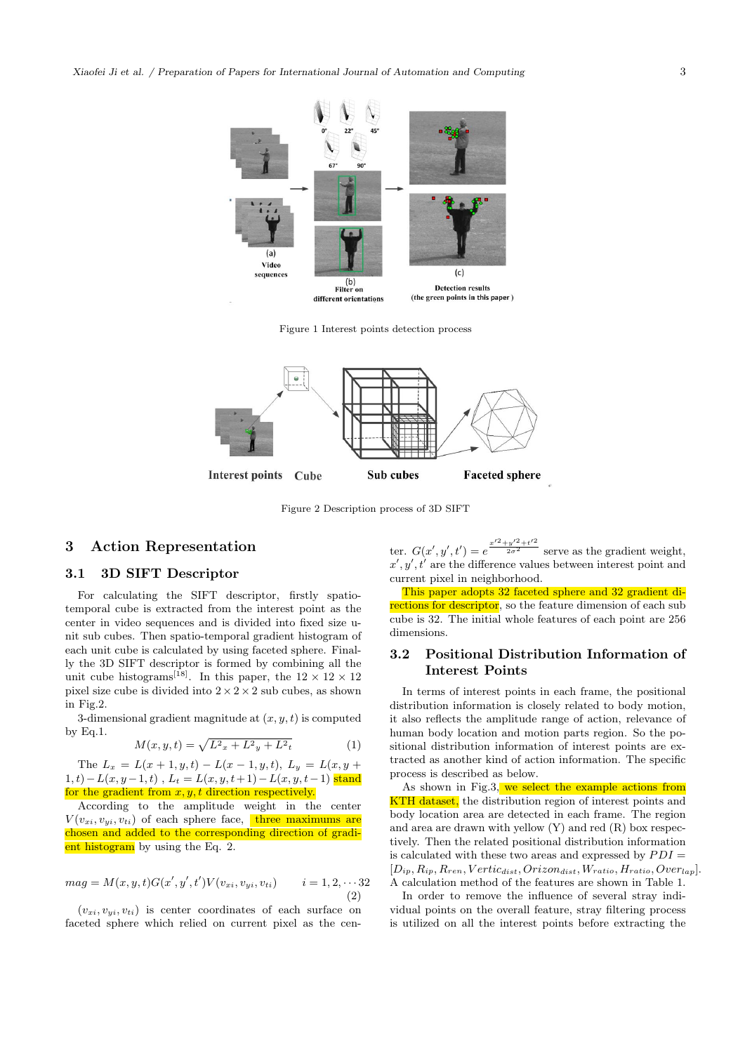Figure 1 Interest points detection process

Figure 2 Description process of 3D SIFT

## 3 Action Representation

### 3.1 3D SIFT Descriptor

For calculating the SIFT descriptor, firstly spatio-temporal cube is extracted from the interest point as the center in video sequences and is divided into fixed size unit sub cubes. Then spatio-temporal gradient histogram of each unit cube is calculated by using faceted sphere. Finally the 3D SIFT descriptor is formed by combining all the unit cube histograms[18]. In this paper, the $12 \times 12 \times 12$ pixel size cube is divided into $2 \times 2 \times 2$ sub cubes, as shown in Fig.2.

3-dimensional gradient magnitude at $(x, y, t)$ is computed by Eq.1.

$$M(x, y, t) = \sqrt{L^2{}_x + L^2{}_y + L^2{}_t} \tag{1}$$

The $L_x = L(x+1, y, t) - L(x-1, y, t)$, $L_y = L(x, y+1, t) - L(x, y-1, t)$, $L_t = L(x, y, t+1) - L(x, y, t-1)$ stand for the gradient from $x, y, t$ direction respectively.

According to the amplitude weight in the center $V(v_{xi}, v_{yi}, v_{ti})$ of each sphere face, three maximums are chosen and added to the corresponding direction of gradient histogram by using the Eq. 2.

$$mag = M(x, y, t)G(x', y', t')V(v_{xi}, v_{yi}, v_{ti}) \qquad i = 1, 2, \cdots 32 \tag{2}$$

$(v_{xi}, v_{yi}, v_{ti})$ is center coordinates of each surface on faceted sphere which relied on current pixel as the center. $G(x', y', t') = e^{\frac{x'^2+y'^2+t'^2}{2\sigma^2}}$ serve as the gradient weight, $x', y', t'$ are the difference values between interest point and current pixel in neighborhood.

This paper adopts 32 faceted sphere and 32 gradient directions for descriptor, so the feature dimension of each sub cube is 32. The initial whole features of each point are 256 dimensions.

### 3.2 Positional Distribution Information of Interest Points

In terms of interest points in each frame, the positional distribution information is closely related to body motion, it also reflects the amplitude range of action, relevance of human body location and motion parts region. So the positional distribution information of interest points are extracted as another kind of action information. The specific process is described as below.

As shown in Fig.3, we select the example actions from KTH dataset, the distribution region of interest points and body location area are detected in each frame. The region and area are drawn with yellow (Y) and red (R) box respectively. Then the related positional distribution information is calculated with these two areas and expressed by $PDI = [D_{ip}, R_{ip}, R_{ren}, Vertic_{dist}, Orizon_{dist}, W_{ratio}, H_{ratio}, Over_{lap}]$. A calculation method of the features are shown in Table 1.

In order to remove the influence of several stray individual points on the overall feature, stray filtering process is utilized on all the interest points before extracting the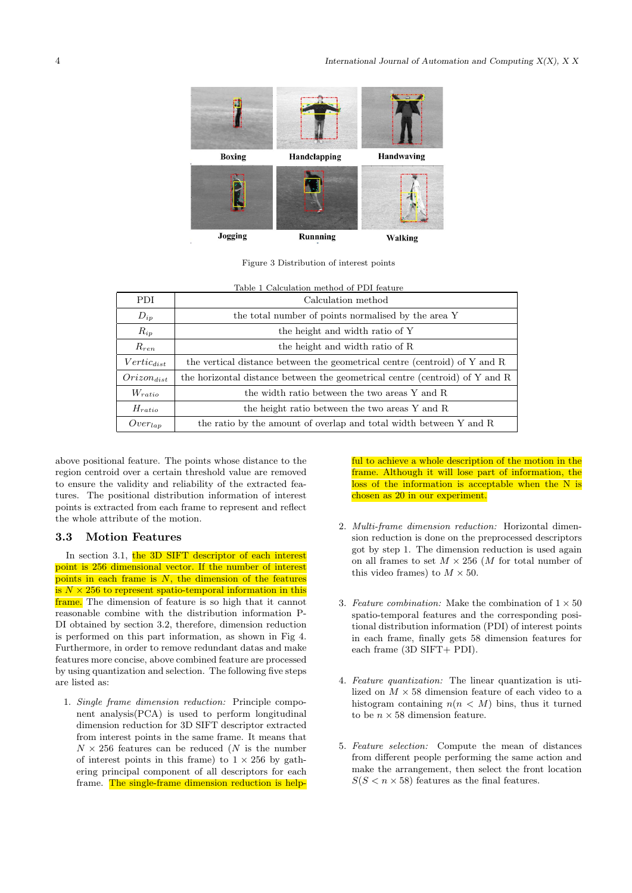Boxing Handclapping Handwaving

Jogging Runnning Walking

Figure 3 Distribution of interest points

Table 1 Calculation method of PDI feature

| PDI | Calculation method |
|---|---|
| $D_{ip}$ | the total number of points normalised by the area Y |
| $R_{ip}$ | the height and width ratio of Y |
| $R_{ren}$ | the height and width ratio of R |
| $Vertic_{dist}$ | the vertical distance between the geometrical centre (centroid) of Y and R |
| $Orizon_{dist}$ | the horizontal distance between the geometrical centre (centroid) of Y and R |
| $W_{ratio}$ | the width ratio between the two areas Y and R |
| $H_{ratio}$ | the height ratio between the two areas Y and R |
| $Over_{lap}$ | the ratio by the amount of overlap and total width between Y and R |

above positional feature. The points whose distance to the region centroid over a certain threshold value are removed to ensure the validity and reliability of the extracted features. The positional distribution information of interest points is extracted from each frame to represent and reflect the whole attribute of the motion.

### 3.3 Motion Features

In section 3.1, the 3D SIFT descriptor of each interest point is 256 dimensional vector. If the number of interest points in each frame is $N$, the dimension of the features is $N \times 256$ to represent spatio-temporal information in this frame. The dimension of feature is so high that it cannot reasonable combine with the distribution information PDI obtained by section 3.2, therefore, dimension reduction is performed on this part information, as shown in Fig 4. Furthermore, in order to remove redundant datas and make features more concise, above combined feature are processed by using quantization and selection. The following five steps are listed as:

1. *Single frame dimension reduction:* Principle component analysis(PCA) is used to perform longitudinal dimension reduction for 3D SIFT descriptor extracted from interest points in the same frame. It means that $N \times 256$ features can be reduced ($N$ is the number of interest points in this frame) to $1 \times 256$ by gathering principal component of all descriptors for each frame. The single-frame dimension reduction is helpful to achieve a whole description of the motion in the frame. Although it will lose part of information, the loss of the information is acceptable when the N is chosen as 20 in our experiment.

2. *Multi-frame dimension reduction:* Horizontal dimension reduction is done on the preprocessed descriptors got by step 1. The dimension reduction is used again on all frames to set $M \times 256$ ($M$ for total number of this video frames) to $M \times 50$.

3. *Feature combination:* Make the combination of $1 \times 50$ spatio-temporal features and the corresponding positional distribution information (PDI) of interest points in each frame, finally gets 58 dimension features for each frame (3D SIFT+ PDI).

4. *Feature quantization:* The linear quantization is utilized on $M \times 58$ dimension feature of each video to a histogram containing $n (n < M)$ bins, thus it turned to be $n \times 58$ dimension feature.

5. *Feature selection:* Compute the mean of distances from different people performing the same action and make the arrangement, then select the front location $S (S < n \times 58)$ features as the final features.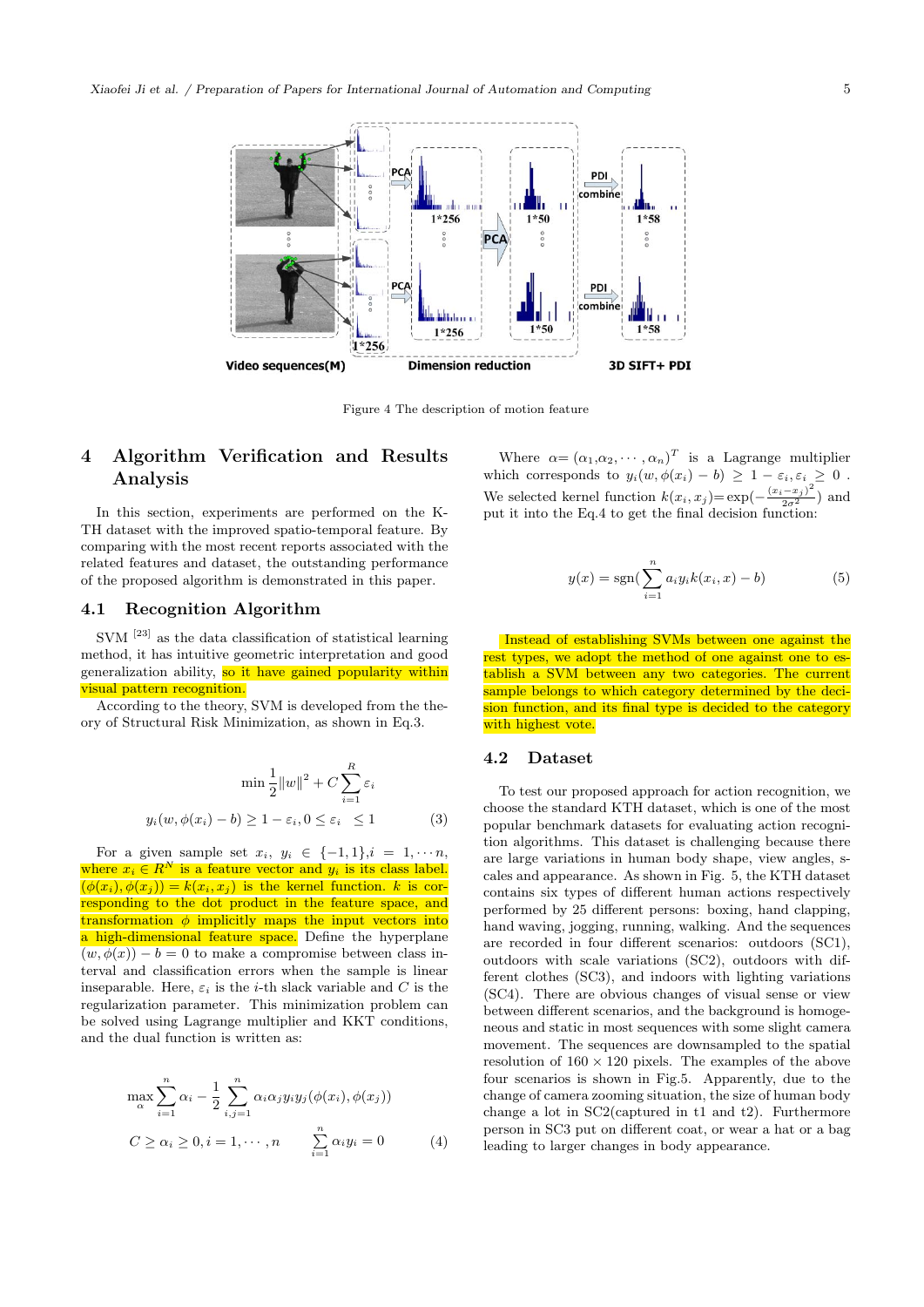Figure 4 The description of motion feature

## 4 Algorithm Verification and Results Analysis

In this section, experiments are performed on the KTH dataset with the improved spatio-temporal feature. By comparing with the most recent reports associated with the related features and dataset, the outstanding performance of the proposed algorithm is demonstrated in this paper.

### 4.1 Recognition Algorithm

SVM [23] as the data classification of statistical learning method, it has intuitive geometric interpretation and good generalization ability, so it have gained popularity within visual pattern recognition.

According to the theory, SVM is developed from the theory of Structural Risk Minimization, as shown in Eq.3.

$$\min \frac{1}{2}\|w\|^2 + C\sum_{i=1}^{R}\varepsilon_i$$
$$y_i(w, \phi(x_i) - b) \geq 1 - \varepsilon_i, 0 \leq \varepsilon_i \quad \leq 1 \tag{3}$$

For a given sample set $x_i$, $y_i \in \{-1, 1\}, i = 1, \cdots n$, where $x_i \in R^N$ is a feature vector and $y_i$ is its class label. $(\phi(x_i), \phi(x_j)) = k(x_i, x_j)$ is the kernel function. $k$ is corresponding to the dot product in the feature space, and transformation $\phi$ implicitly maps the input vectors into a high-dimensional feature space. Define the hyperplane $(w, \phi(x)) - b = 0$ to make a compromise between class interval and classification errors when the sample is linear inseparable. Here, $\varepsilon_i$ is the $i$-th slack variable and $C$ is the regularization parameter. This minimization problem can be solved using Lagrange multiplier and KKT conditions, and the dual function is written as:

$$\max_{\alpha} \sum_{i=1}^{n}\alpha_i - \frac{1}{2}\sum_{i,j=1}^{n}\alpha_i\alpha_j y_i y_j(\phi(x_i), \phi(x_j))$$
$$C \geq \alpha_i \geq 0, i = 1, \cdots, n \qquad \sum_{i=1}^{n}\alpha_i y_i = 0 \tag{4}$$

Where $\alpha = (\alpha_1, \alpha_2, \cdots, \alpha_n)^T$ is a Lagrange multiplier which corresponds to $y_i(w, \phi(x_i) - b) \geq 1 - \varepsilon_i, \varepsilon_i \geq 0$. We selected kernel function $k(x_i, x_j) = \exp(-\frac{(x_i - x_j)^2}{2\sigma^2})$ and put it into the Eq.4 to get the final decision function:

$$y(x) = \mathrm{sgn}(\sum_{i=1}^{n} a_i y_i k(x_i, x) - b) \tag{5}$$

Instead of establishing SVMs between one against the rest types, we adopt the method of one against one to establish a SVM between any two categories. The current sample belongs to which category determined by the decision function, and its final type is decided to the category with highest vote.

### 4.2 Dataset

To test our proposed approach for action recognition, we choose the standard KTH dataset, which is one of the most popular benchmark datasets for evaluating action recognition algorithms. This dataset is challenging because there are large variations in human body shape, view angles, scales and appearance. As shown in Fig. 5, the KTH dataset contains six types of different human actions respectively performed by 25 different persons: boxing, hand clapping, hand waving, jogging, running, walking. And the sequences are recorded in four different scenarios: outdoors (SC1), outdoors with scale variations (SC2), outdoors with different clothes (SC3), and indoors with lighting variations (SC4). There are obvious changes of visual sense or view between different scenarios, and the background is homogeneous and static in most sequences with some slight camera movement. The sequences are downsampled to the spatial resolution of $160 \times 120$ pixels. The examples of the above four scenarios is shown in Fig.5. Apparently, due to the change of camera zooming situation, the size of human body change a lot in SC2(captured in t1 and t2). Furthermore person in SC3 put on different coat, or wear a hat or a bag leading to larger changes in body appearance.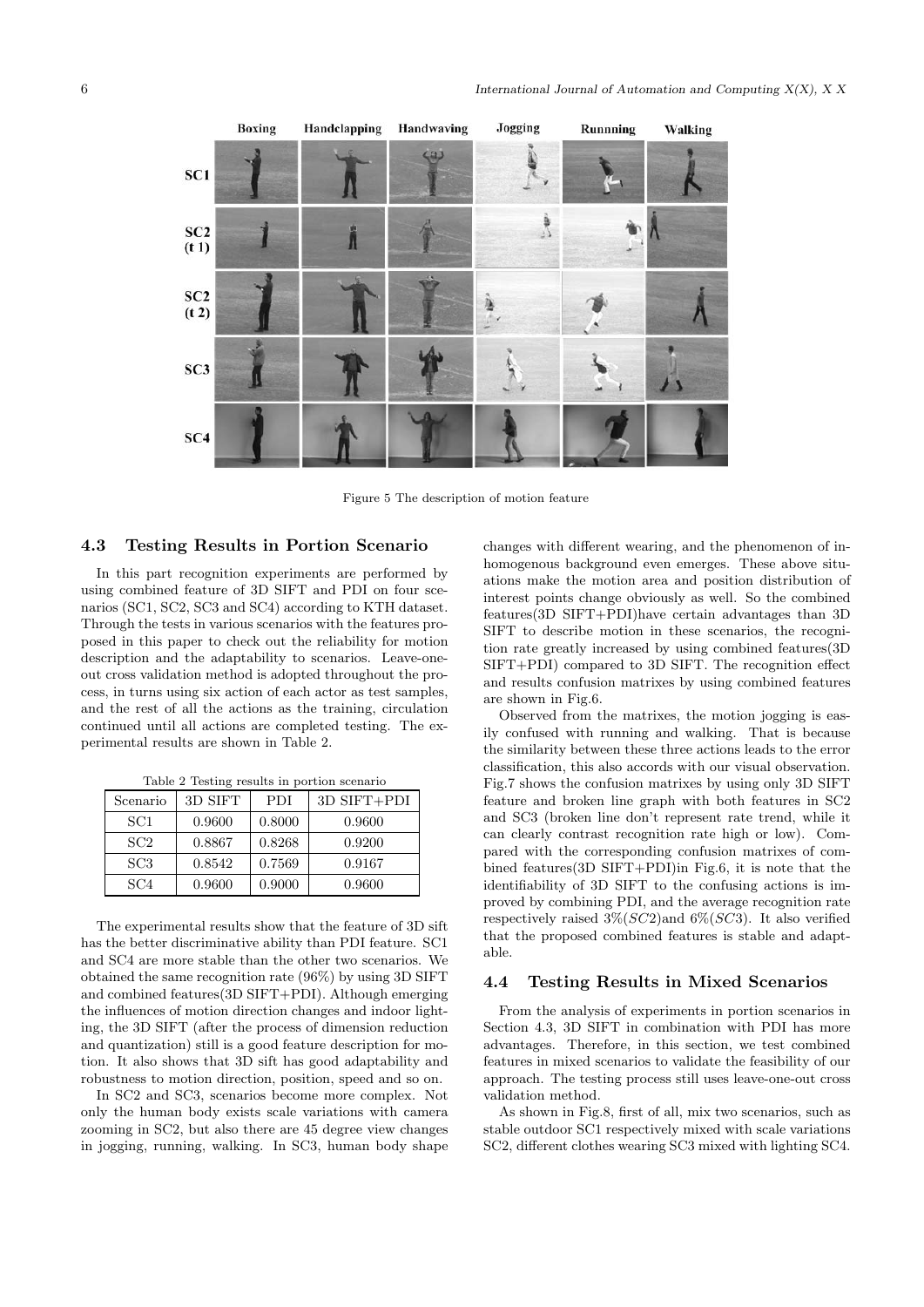Figure 5 The description of motion feature

### 4.3 Testing Results in Portion Scenario

In this part recognition experiments are performed by using combined feature of 3D SIFT and PDI on four scenarios (SC1, SC2, SC3 and SC4) according to KTH dataset. Through the tests in various scenarios with the features proposed in this paper to check out the reliability for motion description and the adaptability to scenarios. Leave-one-out cross validation method is adopted throughout the process, in turns using six action of each actor as test samples, and the rest of all the actions as the training, circulation continued until all actions are completed testing. The experimental results are shown in Table 2.

Table 2 Testing results in portion scenario

| Scenario | 3D SIFT | PDI | 3D SIFT+PDI |
|---|---|---|---|
| SC1 | 0.9600 | 0.8000 | 0.9600 |
| SC2 | 0.8867 | 0.8268 | 0.9200 |
| SC3 | 0.8542 | 0.7569 | 0.9167 |
| SC4 | 0.9600 | 0.9000 | 0.9600 |

The experimental results show that the feature of 3D sift has the better discriminative ability than PDI feature. SC1 and SC4 are more stable than the other two scenarios. We obtained the same recognition rate (96%) by using 3D SIFT and combined features(3D SIFT+PDI). Although emerging the influences of motion direction changes and indoor lighting, the 3D SIFT (after the process of dimension reduction and quantization) still is a good feature description for motion. It also shows that 3D sift has good adaptability and robustness to motion direction, position, speed and so on.

In SC2 and SC3, scenarios become more complex. Not only the human body exists scale variations with camera zooming in SC2, but also there are 45 degree view changes in jogging, running, walking. In SC3, human body shape changes with different wearing, and the phenomenon of inhomogenous background even emerges. These above situations make the motion area and position distribution of interest points change obviously as well. So the combined features(3D SIFT+PDI)have certain advantages than 3D SIFT to describe motion in these scenarios, the recognition rate greatly increased by using combined features(3D SIFT+PDI) compared to 3D SIFT. The recognition effect and results confusion matrixes by using combined features are shown in Fig.6.

Observed from the matrixes, the motion jogging is easily confused with running and walking. That is because the similarity between these three actions leads to the error classification, this also accords with our visual observation. Fig.7 shows the confusion matrixes by using only 3D SIFT feature and broken line graph with both features in SC2 and SC3 (broken line don't represent rate trend, while it can clearly contrast recognition rate high or low). Compared with the corresponding confusion matrixes of combined features(3D SIFT+PDI)in Fig.6, it is note that the identifiability of 3D SIFT to the confusing actions is improved by combining PDI, and the average recognition rate respectively raised 3%($SC2$)and 6%($SC3$). It also verified that the proposed combined features is stable and adaptable.

### 4.4 Testing Results in Mixed Scenarios

From the analysis of experiments in portion scenarios in Section 4.3, 3D SIFT in combination with PDI has more advantages. Therefore, in this section, we test combined features in mixed scenarios to validate the feasibility of our approach. The testing process still uses leave-one-out cross validation method.

As shown in Fig.8, first of all, mix two scenarios, such as stable outdoor SC1 respectively mixed with scale variations SC2, different clothes wearing SC3 mixed with lighting SC4.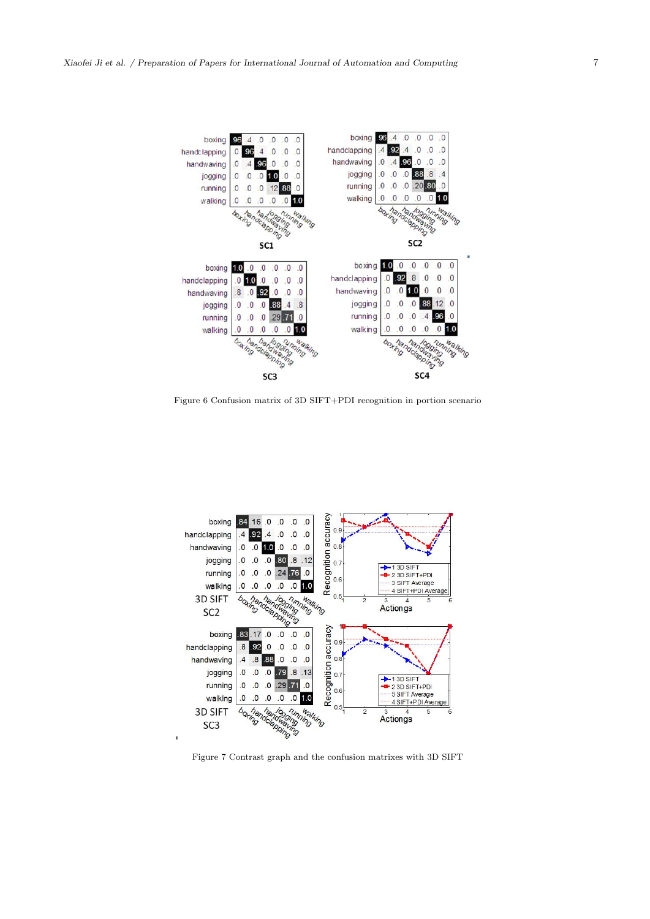Figure 6 Confusion matrix of 3D SIFT+PDI recognition in portion scenario

Figure 7 Contrast graph and the confusion matrixes with 3D SIFT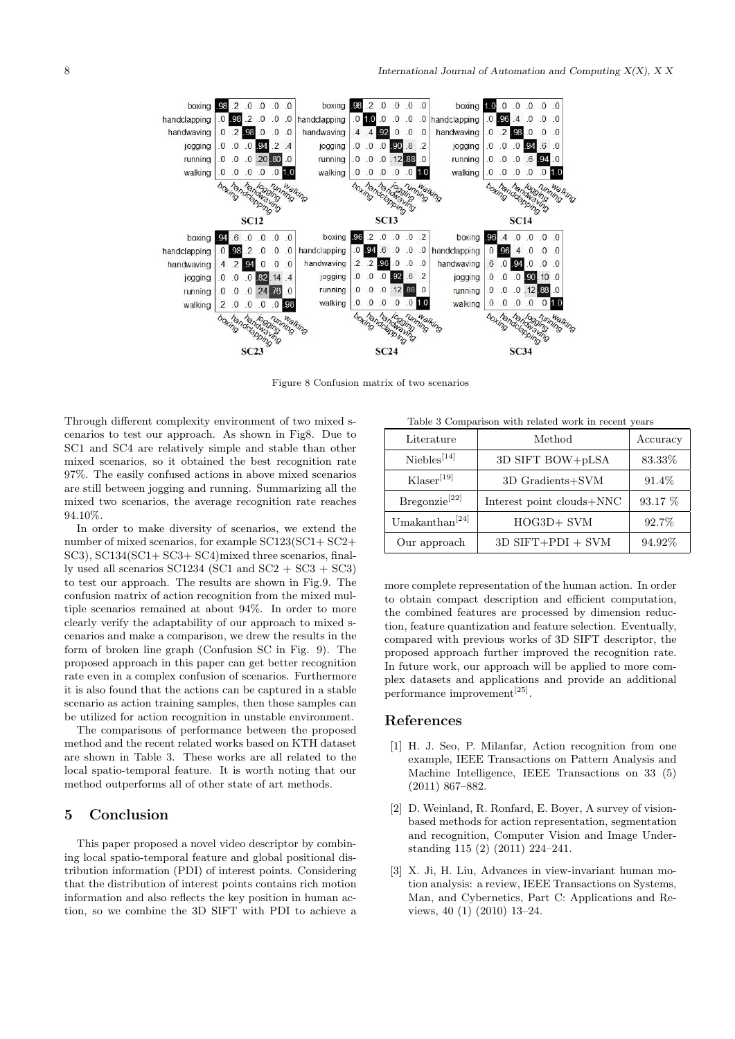Figure 8 Confusion matrix of two scenarios

Through different complexity environment of two mixed scenarios to test our approach. As shown in Fig8. Due to SC1 and SC4 are relatively simple and stable than other mixed scenarios, so it obtained the best recognition rate 97%. The easily confused actions in above mixed scenarios are still between jogging and running. Summarizing all the mixed two scenarios, the average recognition rate reaches 94.10%.

In order to make diversity of scenarios, we extend the number of mixed scenarios, for example SC123(SC1+ SC2+ SC3), SC134(SC1+ SC3+ SC4)mixed three scenarios, finally used all scenarios SC1234 (SC1 and SC2 + SC3 + SC3) to test our approach. The results are shown in Fig.9. The confusion matrix of action recognition from the mixed multiple scenarios remained at about 94%. In order to more clearly verify the adaptability of our approach to mixed scenarios and make a comparison, we drew the results in the form of broken line graph (Confusion SC in Fig. 9). The proposed approach in this paper can get better recognition rate even in a complex confusion of scenarios. Furthermore it is also found that the actions can be captured in a stable scenario as action training samples, then those samples can be utilized for action recognition in unstable environment.

The comparisons of performance between the proposed method and the recent related works based on KTH dataset are shown in Table 3. These works are all related to the local spatio-temporal feature. It is worth noting that our method outperforms all of other state of art methods.

Table 3 Comparison with related work in recent years

| Literature | Method | Accuracy |
|---|---|---|
| Niebles[14] | 3D SIFT BOW+pLSA | 83.33% |
| Klaser[19] | 3D Gradients+SVM | 91.4% |
| Bregonzie[22] | Interest point clouds+NNC | 93.17 % |
| Umakanthan[24] | HOG3D+ SVM | 92.7% |
| Our approach | 3D SIFT+PDI + SVM | 94.92% |

## 5 Conclusion

This paper proposed a novel video descriptor by combining local spatio-temporal feature and global positional distribution information (PDI) of interest points. Considering that the distribution of interest points contains rich motion information and also reflects the key position in human action, so we combine the 3D SIFT with PDI to achieve a more complete representation of the human action. In order to obtain compact description and efficient computation, the combined features are processed by dimension reduction, feature quantization and feature selection. Eventually, compared with previous works of 3D SIFT descriptor, the proposed approach further improved the recognition rate. In future work, our approach will be applied to more complex datasets and applications and provide an additional performance improvement[25].

## References

[1] H. J. Seo, P. Milanfar, Action recognition from one example, IEEE Transactions on Pattern Analysis and Machine Intelligence, IEEE Transactions on 33 (5) (2011) 867–882.

[2] D. Weinland, R. Ronfard, E. Boyer, A survey of vision-based methods for action representation, segmentation and recognition, Computer Vision and Image Understanding 115 (2) (2011) 224–241.

[3] X. Ji, H. Liu, Advances in view-invariant human motion analysis: a review, IEEE Transactions on Systems, Man, and Cybernetics, Part C: Applications and Reviews, 40 (1) (2010) 13–24.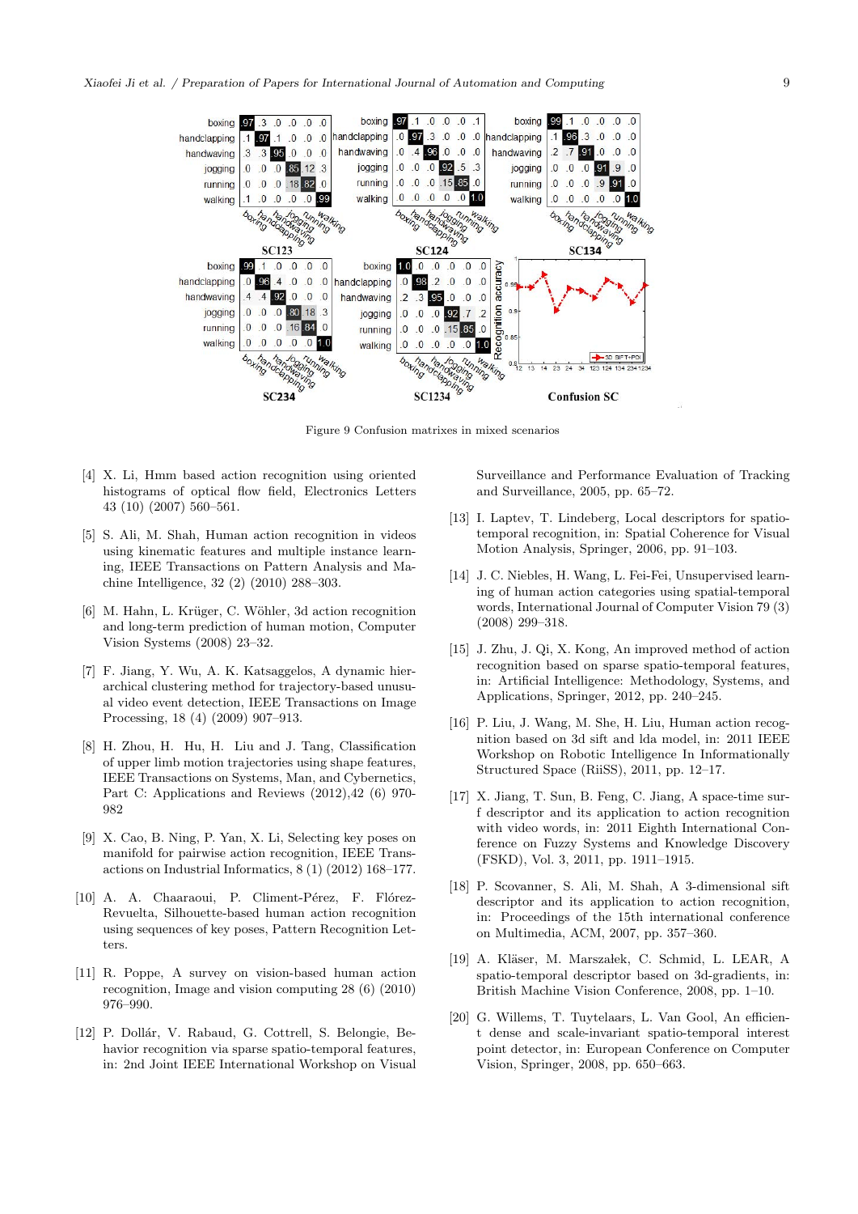Figure 9 Confusion matrices in mixed scenarios

[4] X. Li, Hmm based action recognition using oriented histograms of optical flow field, Electronics Letters 43 (10) (2007) 560–561.

[5] S. Ali, M. Shah, Human action recognition in videos using kinematic features and multiple instance learning, IEEE Transactions on Pattern Analysis and Machine Intelligence, 32 (2) (2010) 288–303.

[6] M. Hahn, L. Krüger, C. Wöhler, 3d action recognition and long-term prediction of human motion, Computer Vision Systems (2008) 23–32.

[7] F. Jiang, Y. Wu, A. K. Katsaggelos, A dynamic hierarchical clustering method for trajectory-based unusual video event detection, IEEE Transactions on Image Processing, 18 (4) (2009) 907–913.

[8] H. Zhou, H. Hu, H. Liu and J. Tang, Classification of upper limb motion trajectories using shape features, IEEE Transactions on Systems, Man, and Cybernetics, Part C: Applications and Reviews (2012),42 (6) 970-982

[9] X. Cao, B. Ning, P. Yan, X. Li, Selecting key poses on manifold for pairwise action recognition, IEEE Transactions on Industrial Informatics, 8 (1) (2012) 168–177.

[10] A. A. Chaaraoui, P. Climent-Pérez, F. Flórez-Revuelta, Silhouette-based human action recognition using sequences of key poses, Pattern Recognition Letters.

[11] R. Poppe, A survey on vision-based human action recognition, Image and vision computing 28 (6) (2010) 976–990.

[12] P. Dollár, V. Rabaud, G. Cottrell, S. Belongie, Behavior recognition via sparse spatio-temporal features, in: 2nd Joint IEEE International Workshop on Visual Surveillance and Performance Evaluation of Tracking and Surveillance, 2005, pp. 65–72.

[13] I. Laptev, T. Lindeberg, Local descriptors for spatio-temporal recognition, in: Spatial Coherence for Visual Motion Analysis, Springer, 2006, pp. 91–103.

[14] J. C. Niebles, H. Wang, L. Fei-Fei, Unsupervised learning of human action categories using spatial-temporal words, International Journal of Computer Vision 79 (3) (2008) 299–318.

[15] J. Zhu, J. Qi, X. Kong, An improved method of action recognition based on sparse spatio-temporal features, in: Artificial Intelligence: Methodology, Systems, and Applications, Springer, 2012, pp. 240–245.

[16] P. Liu, J. Wang, M. She, H. Liu, Human action recognition based on 3d sift and lda model, in: 2011 IEEE Workshop on Robotic Intelligence In Informationally Structured Space (RiiSS), 2011, pp. 12–17.

[17] X. Jiang, T. Sun, B. Feng, C. Jiang, A space-time surf descriptor and its application to action recognition with video words, in: 2011 Eighth International Conference on Fuzzy Systems and Knowledge Discovery (FSKD), Vol. 3, 2011, pp. 1911–1915.

[18] P. Scovanner, S. Ali, M. Shah, A 3-dimensional sift descriptor and its application to action recognition, in: Proceedings of the 15th international conference on Multimedia, ACM, 2007, pp. 357–360.

[19] A. Kläser, M. Marszalek, C. Schmid, L. LEAR, A spatio-temporal descriptor based on 3d-gradients, in: British Machine Vision Conference, 2008, pp. 1–10.

[20] G. Willems, T. Tuytelaars, L. Van Gool, An efficient dense and scale-invariant spatio-temporal interest point detector, in: European Conference on Computer Vision, Springer, 2008, pp. 650–663.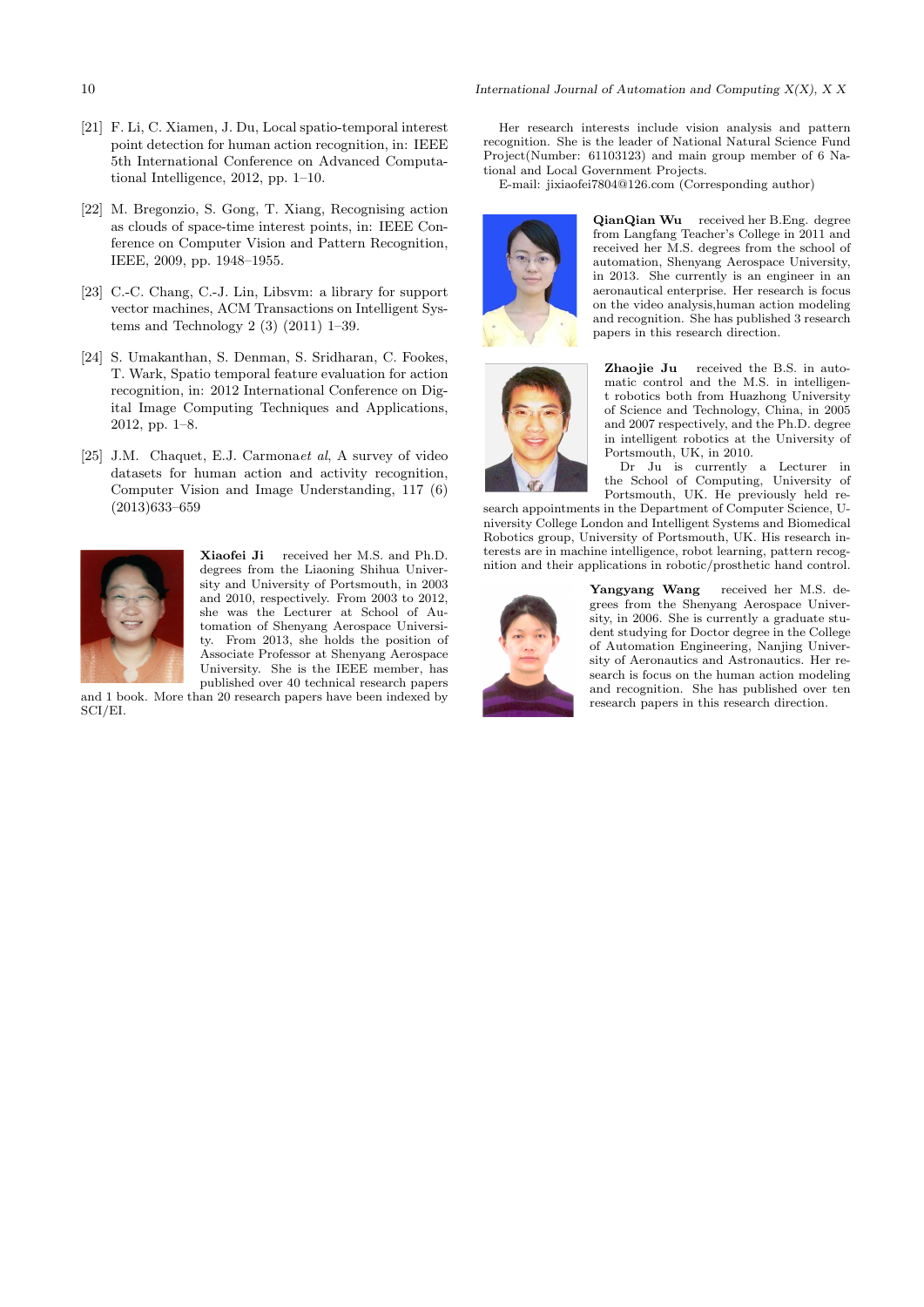[21] F. Li, C. Xiamen, J. Du, Local spatio-temporal interest point detection for human action recognition, in: IEEE 5th International Conference on Advanced Computational Intelligence, 2012, pp. 1–10.

[22] M. Bregonzio, S. Gong, T. Xiang, Recognising action as clouds of space-time interest points, in: IEEE Conference on Computer Vision and Pattern Recognition, IEEE, 2009, pp. 1948–1955.

[23] C.-C. Chang, C.-J. Lin, Libsvm: a library for support vector machines, ACM Transactions on Intelligent Systems and Technology 2 (3) (2011) 1–39.

[24] S. Umakanthan, S. Denman, S. Sridharan, C. Fookes, T. Wark, Spatio temporal feature evaluation for action recognition, in: 2012 International Conference on Digital Image Computing Techniques and Applications, 2012, pp. 1–8.

[25] J.M. Chaquet, E.J. Carmona*et al*, A survey of video datasets for human action and activity recognition, Computer Vision and Image Understanding, 117 (6) (2013)633–659

**Xiaofei Ji** received her M.S. and Ph.D. degrees from the Liaoning Shihua University and University of Portsmouth, in 2003 and 2010, respectively. From 2003 to 2012, she was the Lecturer at School of Automation of Shenyang Aerospace University. From 2013, she holds the position of Associate Professor at Shenyang Aerospace University. She is the IEEE member, has published over 40 technical research papers and 1 book. More than 20 research papers have been indexed by SCI/EI.

Her research interests include vision analysis and pattern recognition. She is the leader of National Natural Science Fund Project(Number: 61103123) and main group member of 6 National and Local Government Projects.

E-mail: jixiaofei7804@126.com (Corresponding author)

**QianQian Wu** received her B.Eng. degree from Langfang Teacher's College in 2011 and received her M.S. degrees from the school of automation, Shenyang Aerospace University, in 2013. She currently is an engineer in an aeronautical enterprise. Her research is focus on the video analysis,human action modeling and recognition. She has published 3 research papers in this research direction.

**Zhaojie Ju** received the B.S. in automatic control and the M.S. in intelligent robotics both from Huazhong University of Science and Technology, China, in 2005 and 2007 respectively, and the Ph.D. degree in intelligent robotics at the University of Portsmouth, UK, in 2010.

Dr Ju is currently a Lecturer in the School of Computing, University of Portsmouth, UK. He previously held research appointments in the Department of Computer Science, University College London and Intelligent Systems and Biomedical Robotics group, University of Portsmouth, UK. His research interests are in machine intelligence, robot learning, pattern recognition and their applications in robotic/prosthetic hand control.

**Yangyang Wang** received her M.S. degrees from the Shenyang Aerospace University, in 2006. She is currently a graduate student studying for Doctor degree in the College of Automation Engineering, Nanjing University of Aeronautics and Astronautics. Her research is focus on the human action modeling and recognition. She has published over ten research papers in this research direction.